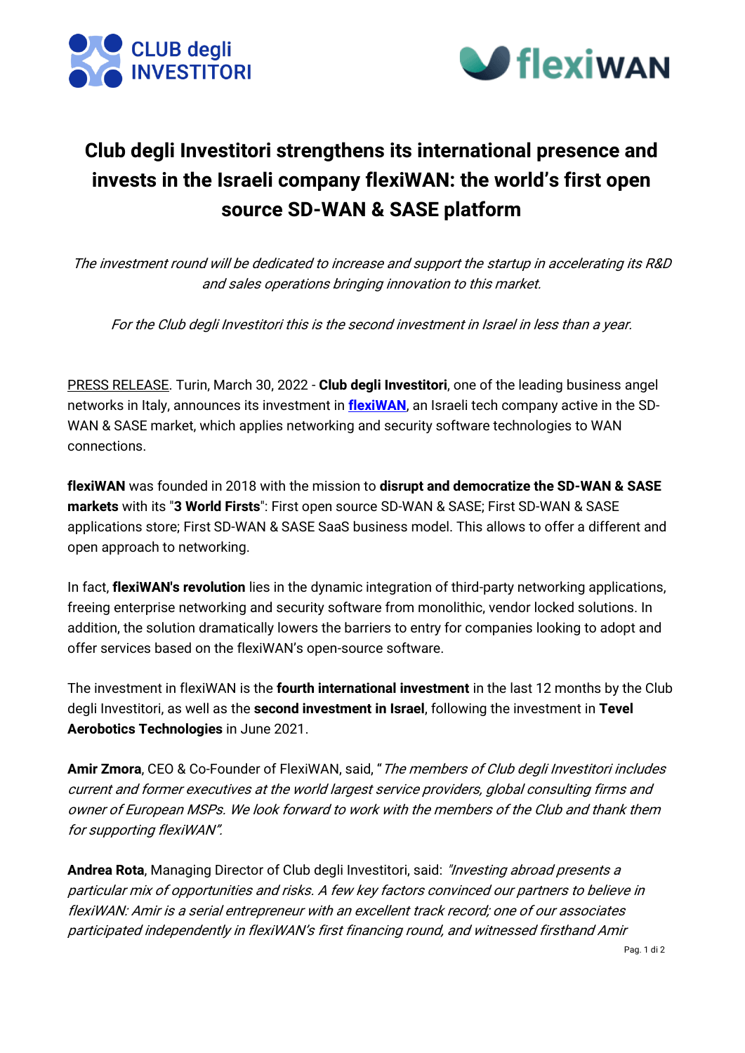# Club degli Investitori strengthens its international presence and invests in the Israeli company flexiWAN: the world's first open source SD-WAN & SASE platform

*The investment round will be dedicated to increase and support the startup in accelerating its R&D and sales operations bringing innovation to this market.*

*For the Club degli Investitori this is the second investment in Israel in less than a year.*

PRESS RELEASE. Turin, March 30, 2022 - **Club degli Investitori**, one of the leading business angel networks in Italy, announces its investment in **flexiWAN**, an Israeli tech company active in the SD-WAN & SASE market, which applies networking and security software technologies to WAN connections.

**flexiWAN** was founded in 2018 with the mission to **disrupt and democratize the SD-WAN & SASE markets** with its "**3 World Firsts**": First open source SD-WAN & SASE; First SD-WAN & SASE applications store; First SD-WAN & SASE SaaS business model. This allows to offer a different and open approach to networking.

In fact, **flexiWAN's revolution** lies in the dynamic integration of third-party networking applications, freeing enterprise networking and security software from monolithic, vendor locked solutions. In addition, the solution dramatically lowers the barriers to entry for companies looking to adopt and offer services based on the flexiWAN's open-source software.

The investment in flexiWAN is the **fourth international investment** in the last 12 months by the Club degli Investitori, as well as the **second investment in Israel**, following the investment in **Tevel Aerobotics Technologies** in June 2021.

**Amir Zmora**, CEO & Co-Founder of FlexiWAN, said, "*The members of Club degli Investitori includes current and former executives at the world largest service providers, global consulting firms and owner of European MSPs. We look forward to work with the members of the Club and thank them for supporting flexiWAN".*

**Andrea Rota**, Managing Director of Club degli Investitori, said: *"Investing abroad presents a particular mix of opportunities and risks. A few key factors convinced our partners to believe in flexiWAN: Amir is a serial entrepreneur with an excellent track record; one of our associates participated independently in flexiWAN's first financing round, and witnessed firsthand Amir*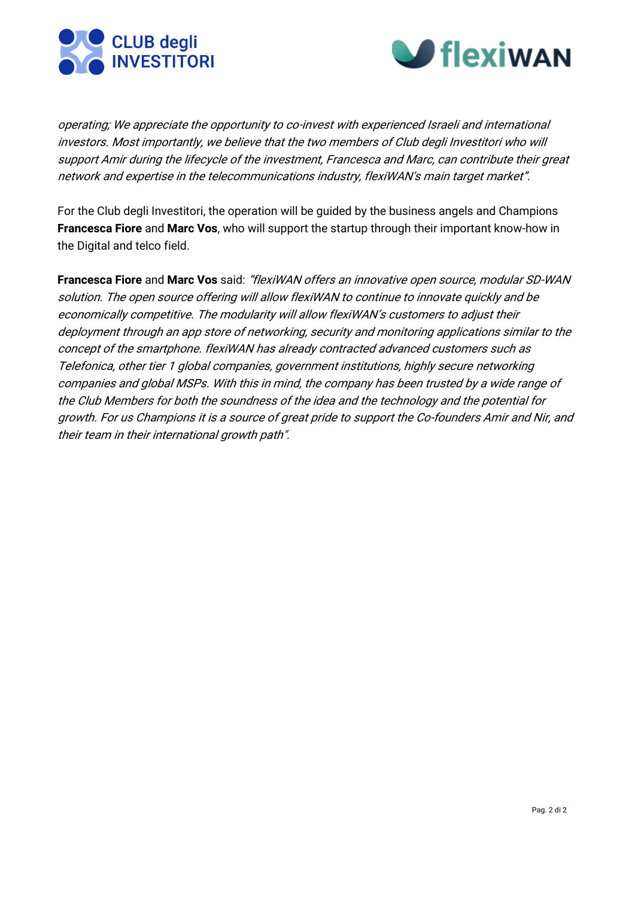*operating; We appreciate the opportunity to co-invest with experienced Israeli and international investors. Most importantly, we believe that the two members of Club degli Investitori who will support Amir during the lifecycle of the investment, Francesca and Marc, can contribute their great network and expertise in the telecommunications industry, flexiWAN's main target market"*.

For the Club degli Investitori, the operation will be guided by the business angels and Champions **Francesca Fiore** and **Marc Vos**, who will support the startup through their important know-how in the Digital and telco field.

**Francesca Fiore** and **Marc Vos** said: *"flexiWAN offers an innovative open source, modular SD-WAN solution. The open source offering will allow flexiWAN to continue to innovate quickly and be economically competitive. The modularity will allow flexiWAN's customers to adjust their deployment through an app store of networking, security and monitoring applications similar to the concept of the smartphone. flexiWAN has already contracted advanced customers such as Telefonica, other tier 1 global companies, government institutions, highly secure networking companies and global MSPs. With this in mind, the company has been trusted by a wide range of the Club Members for both the soundness of the idea and the technology and the potential for growth. For us Champions it is a source of great pride to support the Co-founders Amir and Nir, and their team in their international growth path".*